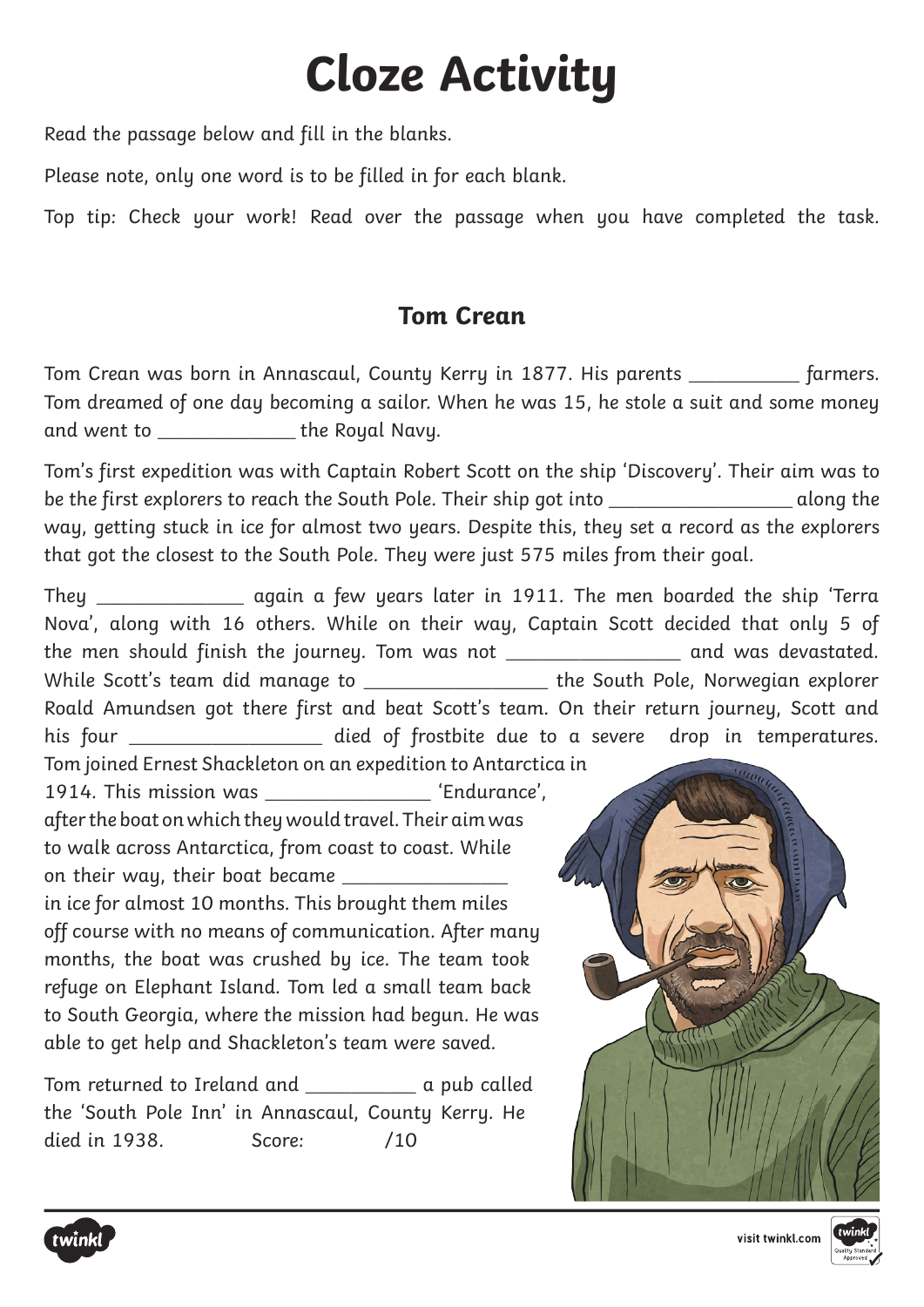# Cloze Activity

Read the passage below and fill in the blanks.

Please note, only one word is to be filled in for each blank.

Top tip: Check your work! Read over the passage when you have completed the task.

## Tom Crean

Tom Crean was born in Annascaul, County Kerry in 1877. His parents __________ farmers. Tom dreamed of one day becoming a sailor. When he was 15, he stole a suit and some money and went to ____________ the Royal Navy.

Tom's first expedition was with Captain Robert Scott on the ship 'Discovery'. Their aim was to be the first explorers to reach the South Pole. Their ship got into ________________ along the way, getting stuck in ice for almost two years. Despite this, they set a record as the explorers that got the closest to the South Pole. They were just 575 miles from their goal.

They _____________ again a few years later in 1911. The men boarded the ship 'Terra Nova', along with 16 others. While on their way, Captain Scott decided that only 5 of the men should finish the journey. Tom was not ________________ and was devastated. While Scott's team did manage to ________________ the South Pole, Norwegian explorer Roald Amundsen got there first and beat Scott's team. On their return journey, Scott and his four _________________ died of frostbite due to a severe drop in temperatures.

Tom joined Ernest Shackleton on an expedition to Antarctica in 1914. This mission was _______________ 'Endurance', after the boat on which they would travel. Their aim was to walk across Antarctica, from coast to coast. While on their way, their boat became _______________ in ice for almost 10 months. This brought them miles off course with no means of communication. After many months, the boat was crushed by ice. The team took refuge on Elephant Island. Tom led a small team back to South Georgia, where the mission had begun. He was able to get help and Shackleton's team were saved.

Tom returned to Ireland and __________ a pub called the 'South Pole Inn' in Annascaul, County Kerry. He died in 1938.

Score: /10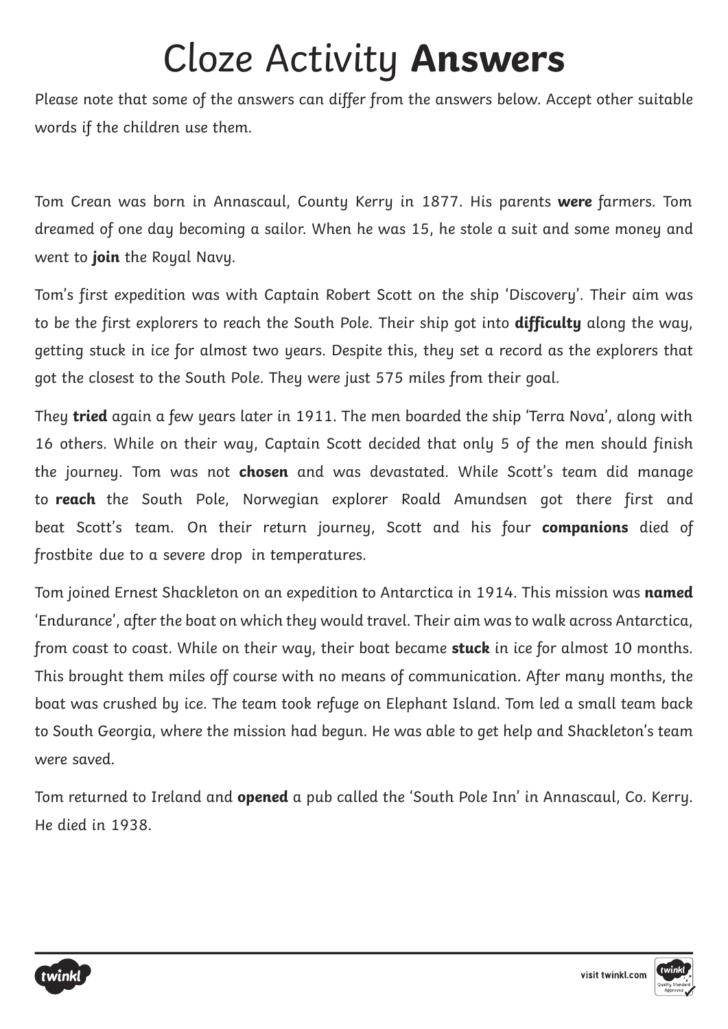# Cloze Activity **Answers**

*Please note that some of the answers can differ from the answers below. Accept other suitable words if the children use them.*

*Tom Crean was born in Annascaul, County Kerry in 1877. His parents* ***were*** *farmers. Tom dreamed of one day becoming a sailor. When he was 15, he stole a suit and some money and went to* ***join*** *the Royal Navy.*

*Tom's first expedition was with Captain Robert Scott on the ship 'Discovery'. Their aim was to be the first explorers to reach the South Pole. Their ship got into* ***difficulty*** *along the way, getting stuck in ice for almost two years. Despite this, they set a record as the explorers that got the closest to the South Pole. They were just 575 miles from their goal.*

*They* ***tried*** *again a few years later in 1911. The men boarded the ship 'Terra Nova', along with 16 others. While on their way, Captain Scott decided that only 5 of the men should finish the journey. Tom was not* ***chosen*** *and was devastated. While Scott's team did manage to* ***reach*** *the South Pole, Norwegian explorer Roald Amundsen got there first and beat Scott's team. On their return journey, Scott and his four* ***companions*** *died of frostbite due to a severe drop in temperatures.*

*Tom joined Ernest Shackleton on an expedition to Antarctica in 1914. This mission was* ***named*** *'Endurance', after the boat on which they would travel. Their aim was to walk across Antarctica, from coast to coast. While on their way, their boat became* ***stuck*** *in ice for almost 10 months. This brought them miles off course with no means of communication. After many months, the boat was crushed by ice. The team took refuge on Elephant Island. Tom led a small team back to South Georgia, where the mission had begun. He was able to get help and Shackleton's team were saved.*

*Tom returned to Ireland and* ***opened*** *a pub called the 'South Pole Inn' in Annascaul, Co. Kerry. He died in 1938.*